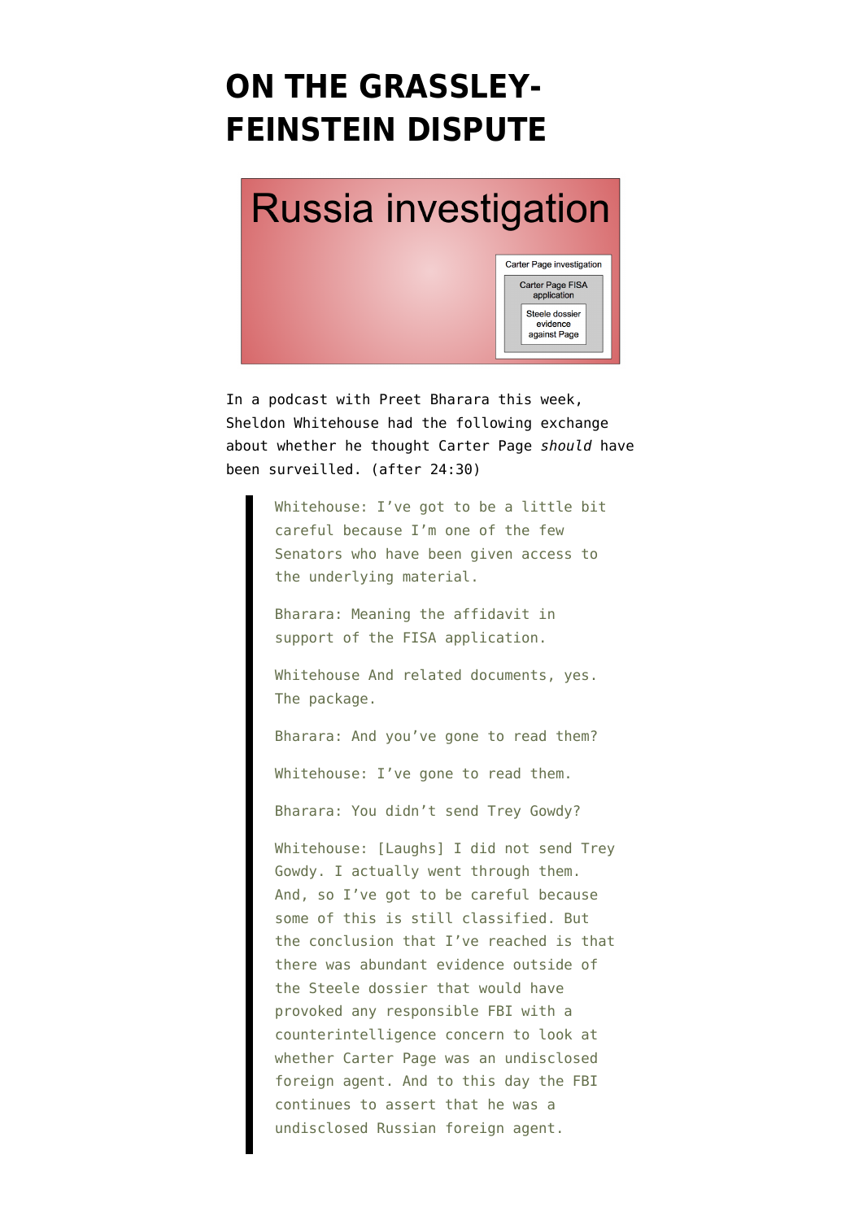# ON THE GRASSLEY-FEINSTEIN DISPUTE

In a podcast with Preet Bharara this week, Sheldon Whitehouse had the following exchange about whether he thought Carter Page *should* have been surveilled. (after 24:30)

> Whitehouse: I've got to be a little bit careful because I'm one of the few Senators who have been given access to the underlying material.
>
> Bharara: Meaning the affidavit in support of the FISA application.
>
> Whitehouse And related documents, yes. The package.
>
> Bharara: And you've gone to read them?
>
> Whitehouse: I've gone to read them.
>
> Bharara: You didn't send Trey Gowdy?
>
> Whitehouse: [Laughs] I did not send Trey Gowdy. I actually went through them. And, so I've got to be careful because some of this is still classified. But the conclusion that I've reached is that there was abundant evidence outside of the Steele dossier that would have provoked any responsible FBI with a counterintelligence concern to look at whether Carter Page was an undisclosed foreign agent. And to this day the FBI continues to assert that he was a undisclosed Russian foreign agent.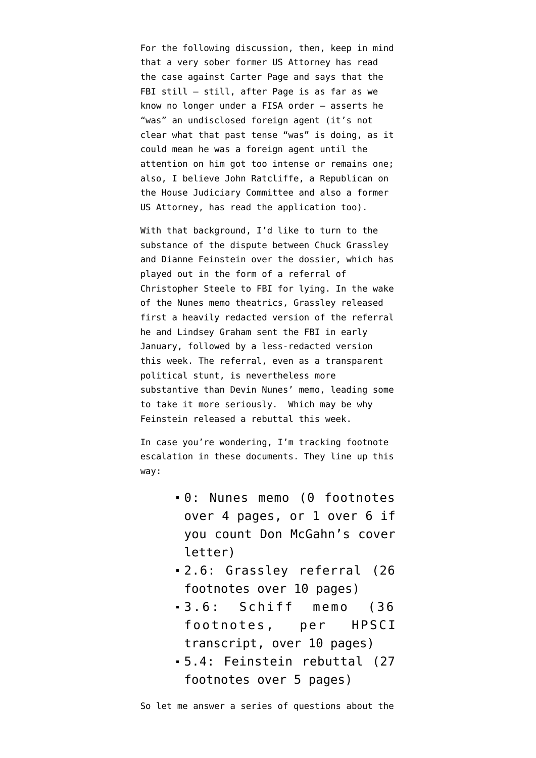For the following discussion, then, keep in mind that a very sober former US Attorney has read the case against Carter Page and says that the FBI still — still, after Page is as far as we know no longer under a FISA order — asserts he "was" an undisclosed foreign agent (it's not clear what that past tense "was" is doing, as it could mean he was a foreign agent until the attention on him got too intense or remains one; also, I believe John Ratcliffe, a Republican on the House Judiciary Committee and also a former US Attorney, has read the application too).

With that background, I'd like to turn to the substance of the dispute between Chuck Grassley and Dianne Feinstein over the dossier, which has played out in the form of a referral of Christopher Steele to FBI for lying. In the wake of the Nunes memo theatrics, Grassley released first a heavily redacted version of the referral he and Lindsey Graham sent the FBI in early January, followed by a less-redacted version this week. The referral, even as a transparent political stunt, is nevertheless more substantive than Devin Nunes' memo, leading some to take it more seriously. Which may be why Feinstein released a rebuttal this week.

In case you're wondering, I'm tracking footnote escalation in these documents. They line up this way:

- 0: Nunes memo (0 footnotes over 4 pages, or 1 over 6 if you count Don McGahn's cover letter)
- 2.6: Grassley referral (26 footnotes over 10 pages)
- 3.6: Schiff memo (36 footnotes, per HPSCI transcript, over 10 pages)
- 5.4: Feinstein rebuttal (27 footnotes over 5 pages)

So let me answer a series of questions about the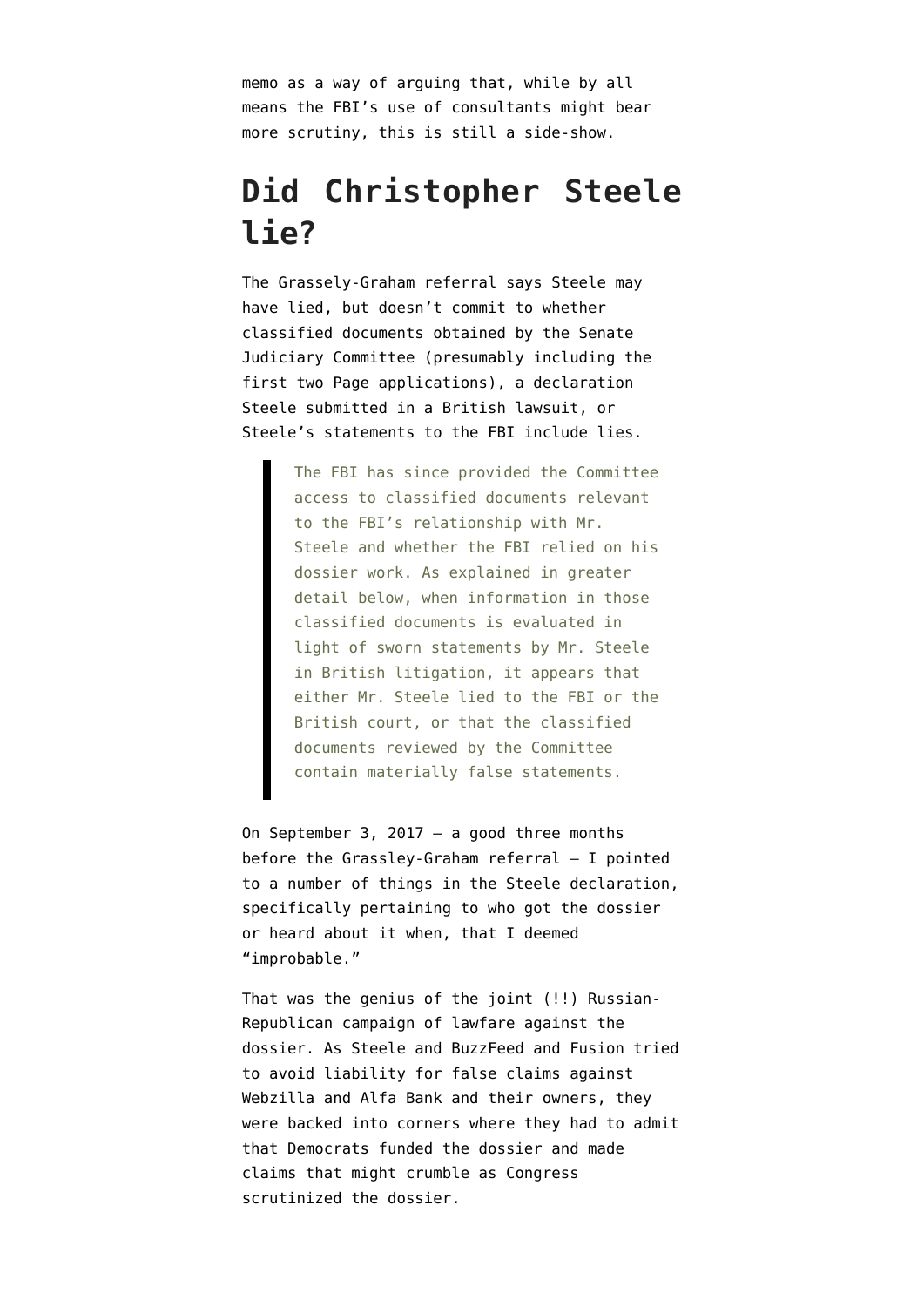memo as a way of arguing that, while by all means the FBI's use of consultants might bear more scrutiny, this is still a side-show.

## Did Christopher Steele lie?

The Grassely-Graham referral says Steele may have lied, but doesn't commit to whether classified documents obtained by the Senate Judiciary Committee (presumably including the first two Page applications), a declaration Steele submitted in a British lawsuit, or Steele's statements to the FBI include lies.

> The FBI has since provided the Committee access to classified documents relevant to the FBI's relationship with Mr. Steele and whether the FBI relied on his dossier work. As explained in greater detail below, when information in those classified documents is evaluated in light of sworn statements by Mr. Steele in British litigation, it appears that either Mr. Steele lied to the FBI or the British court, or that the classified documents reviewed by the Committee contain materially false statements.

On September 3, 2017 — a good three months before the Grassley-Graham referral — I pointed to a number of things in the Steele declaration, specifically pertaining to who got the dossier or heard about it when, that I deemed "improbable."

That was the genius of the joint (!!) Russian-Republican campaign of lawfare against the dossier. As Steele and BuzzFeed and Fusion tried to avoid liability for false claims against Webzilla and Alfa Bank and their owners, they were backed into corners where they had to admit that Democrats funded the dossier and made claims that might crumble as Congress scrutinized the dossier.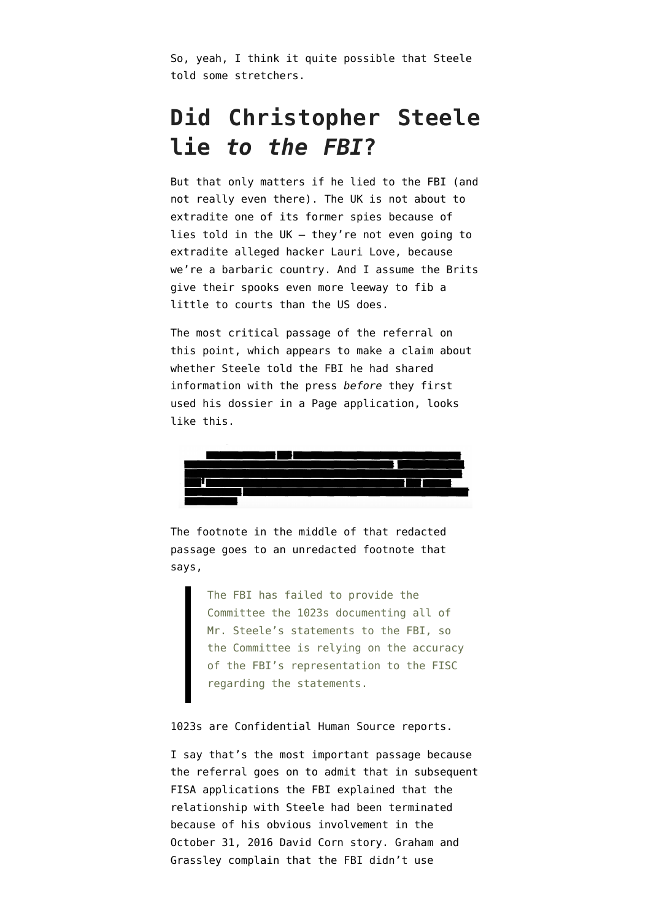So, yeah, I think it quite possible that Steele told some stretchers.

## Did Christopher Steele lie *to the FBI*?

But that only matters if he lied to the FBI (and not really even there). The UK is not about to extradite one of its former spies because of lies told in the UK — they're not even going to extradite alleged hacker Lauri Love, because we're a barbaric country. And I assume the Brits give their spooks even more leeway to fib a little to courts than the US does.

The most critical passage of the referral on this point, which appears to make a claim about whether Steele told the FBI he had shared information with the press *before* they first used his dossier in a Page application, looks like this.

The footnote in the middle of that redacted passage goes to an unredacted footnote that says,

> The FBI has failed to provide the Committee the 1023s documenting all of Mr. Steele's statements to the FBI, so the Committee is relying on the accuracy of the FBI's representation to the FISC regarding the statements.

1023s are Confidential Human Source reports.

I say that's the most important passage because the referral goes on to admit that in subsequent FISA applications the FBI explained that the relationship with Steele had been terminated because of his obvious involvement in the October 31, 2016 David Corn story. Graham and Grassley complain that the FBI didn't use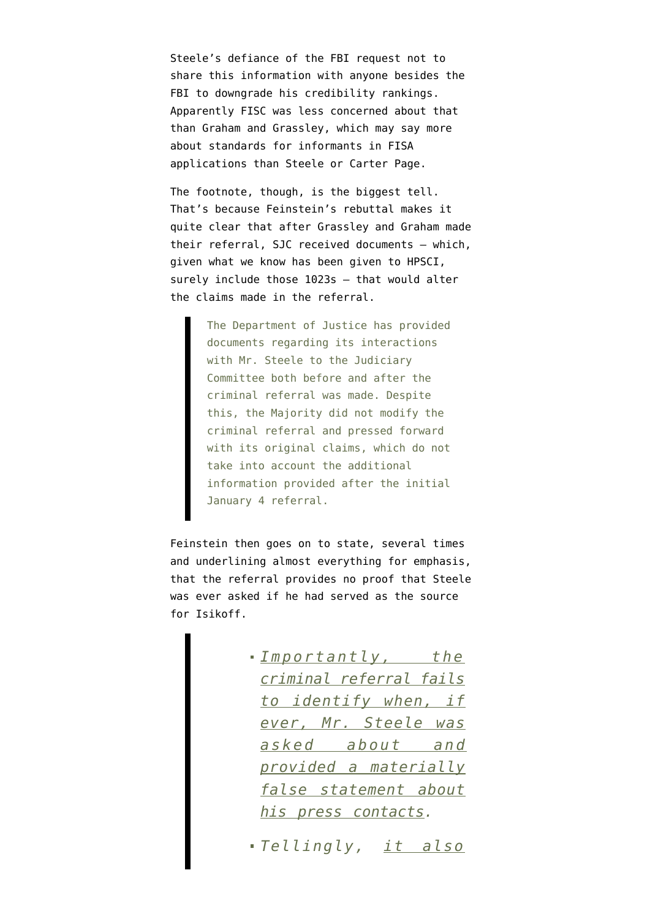Steele's defiance of the FBI request not to share this information with anyone besides the FBI to downgrade his credibility rankings. Apparently FISC was less concerned about that than Graham and Grassley, which may say more about standards for informants in FISA applications than Steele or Carter Page.

The footnote, though, is the biggest tell. That's because Feinstein's rebuttal makes it quite clear that after Grassley and Graham made their referral, SJC received documents — which, given what we know has been given to HPSCI, surely include those 1023s — that would alter the claims made in the referral.

> The Department of Justice has provided documents regarding its interactions with Mr. Steele to the Judiciary Committee both before and after the criminal referral was made. Despite this, the Majority did not modify the criminal referral and pressed forward with its original claims, which do not take into account the additional information provided after the initial January 4 referral.

Feinstein then goes on to state, several times and underlining almost everything for emphasis, that the referral provides no proof that Steele was ever asked if he had served as the source for Isikoff.

> - *Importantly, the criminal referral fails to identify when, if ever, Mr. Steele was asked about and provided a materially false statement about his press contacts.*
> - *Tellingly, it also*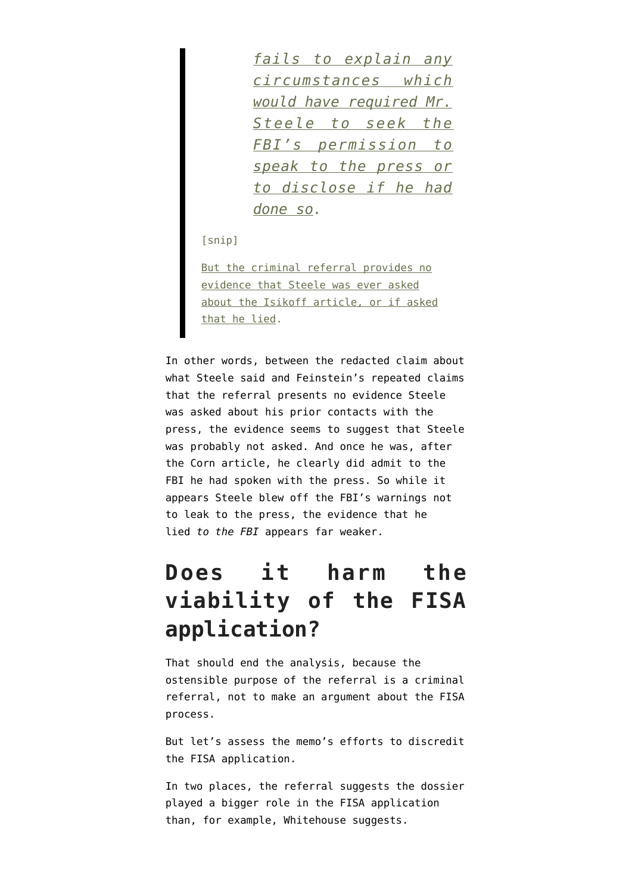> > *fails to explain any circumstances which would have required Mr. Steele to seek the FBI's permission to speak to the press or to disclose if he had done so.*
>
> [snip]
>
> But the criminal referral provides no evidence that Steele was ever asked about the Isikoff article, or if asked that he lied.

In other words, between the redacted claim about what Steele said and Feinstein's repeated claims that the referral presents no evidence Steele was asked about his prior contacts with the press, the evidence seems to suggest that Steele was probably not asked. And once he was, after the Corn article, he clearly did admit to the FBI he had spoken with the press. So while it appears Steele blew off the FBI's warnings not to leak to the press, the evidence that he lied *to the FBI* appears far weaker.

## Does it harm the viability of the FISA application?

That should end the analysis, because the ostensible purpose of the referral is a criminal referral, not to make an argument about the FISA process.

But let's assess the memo's efforts to discredit the FISA application.

In two places, the referral suggests the dossier played a bigger role in the FISA application than, for example, Whitehouse suggests.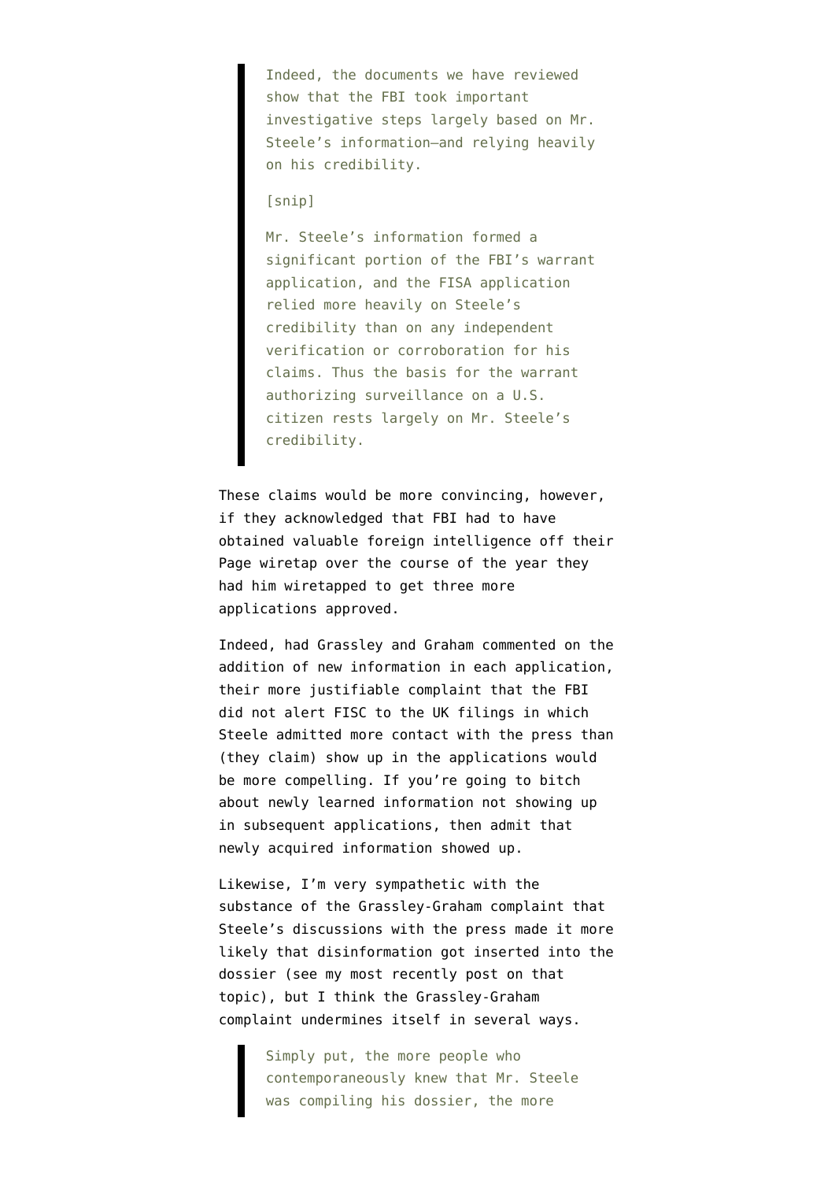> Indeed, the documents we have reviewed show that the FBI took important investigative steps largely based on Mr. Steele's information—and relying heavily on his credibility.
>
> [snip]
>
> Mr. Steele's information formed a significant portion of the FBI's warrant application, and the FISA application relied more heavily on Steele's credibility than on any independent verification or corroboration for his claims. Thus the basis for the warrant authorizing surveillance on a U.S. citizen rests largely on Mr. Steele's credibility.

These claims would be more convincing, however, if they acknowledged that FBI had to have obtained valuable foreign intelligence off their Page wiretap over the course of the year they had him wiretapped to get three more applications approved.

Indeed, had Grassley and Graham commented on the addition of new information in each application, their more justifiable complaint that the FBI did not alert FISC to the UK filings in which Steele admitted more contact with the press than (they claim) show up in the applications would be more compelling. If you're going to bitch about newly learned information not showing up in subsequent applications, then admit that newly acquired information showed up.

Likewise, I'm very sympathetic with the substance of the Grassley-Graham complaint that Steele's discussions with the press made it more likely that disinformation got inserted into the dossier (see my most recently post on that topic), but I think the Grassley-Graham complaint undermines itself in several ways.

> Simply put, the more people who contemporaneously knew that Mr. Steele was compiling his dossier, the more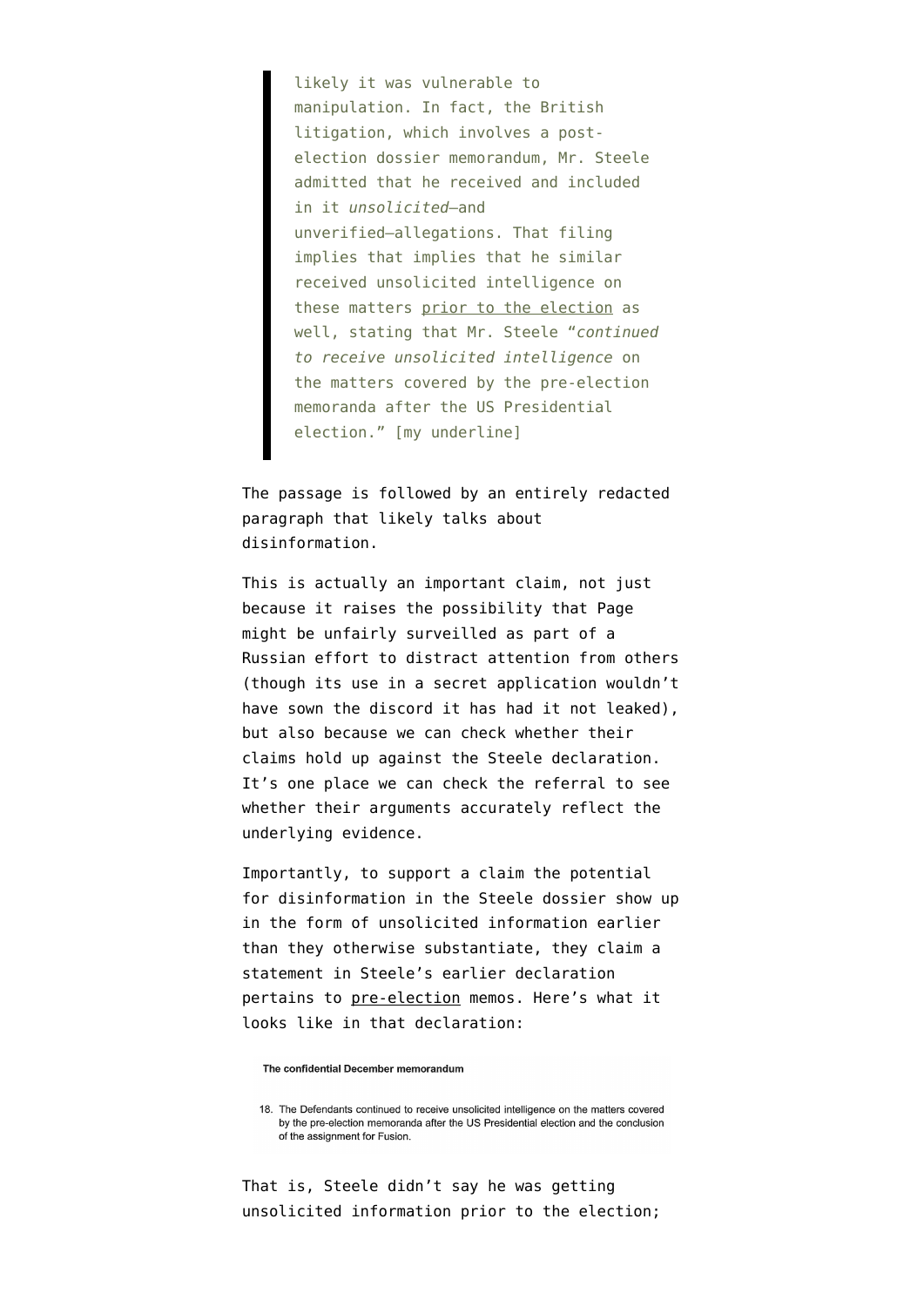> likely it was vulnerable to manipulation. In fact, the British litigation, which involves a post-election dossier memorandum, Mr. Steele admitted that he received and included in it *unsolicited*—and unverified—allegations. That filing implies that implies that he similar received unsolicited intelligence on these matters <u>prior to the election</u> as well, stating that Mr. Steele "*continued to receive unsolicited intelligence* on the matters covered by the pre-election memoranda after the US Presidential election." [my underline]

The passage is followed by an entirely redacted paragraph that likely talks about disinformation.

This is actually an important claim, not just because it raises the possibility that Page might be unfairly surveilled as part of a Russian effort to distract attention from others (though its use in a secret application wouldn't have sown the discord it has had it not leaked), but also because we can check whether their claims hold up against the Steele declaration. It's one place we can check the referral to see whether their arguments accurately reflect the underlying evidence.

Importantly, to support a claim the potential for disinformation in the Steele dossier show up in the form of unsolicited information earlier than they otherwise substantiate, they claim a statement in Steele's earlier declaration pertains to <u>pre-election</u> memos. Here's what it looks like in that declaration:

**The confidential December memorandum**

18. The Defendants continued to receive unsolicited intelligence on the matters covered by the pre-election memoranda after the US Presidential election and the conclusion of the assignment for Fusion.

That is, Steele didn't say he was getting unsolicited information prior to the election;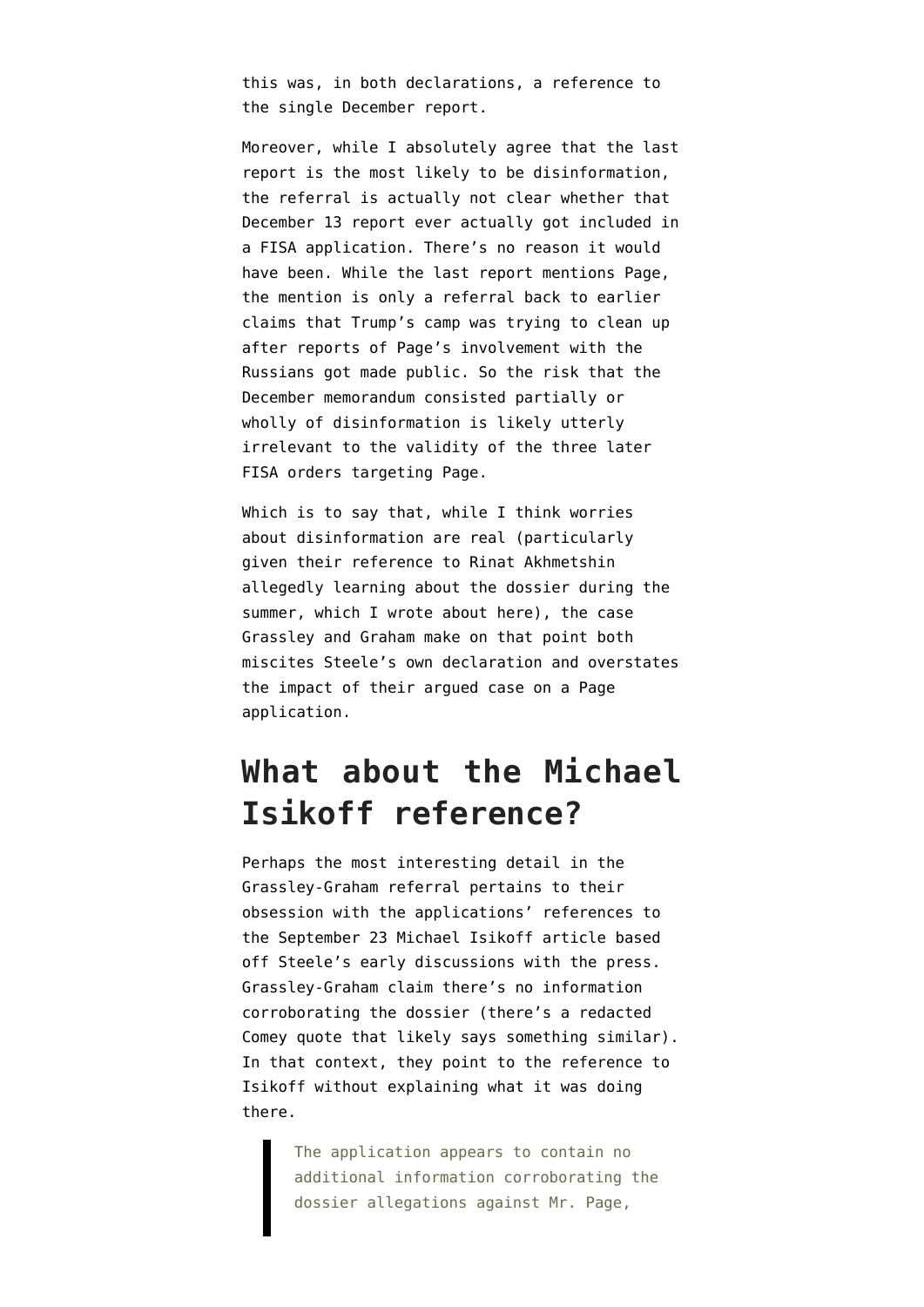this was, in both declarations, a reference to the single December report.

Moreover, while I absolutely agree that the last report is the most likely to be disinformation, the referral is actually not clear whether that December 13 report ever actually got included in a FISA application. There's no reason it would have been. While the last report mentions Page, the mention is only a referral back to earlier claims that Trump's camp was trying to clean up after reports of Page's involvement with the Russians got made public. So the risk that the December memorandum consisted partially or wholly of disinformation is likely utterly irrelevant to the validity of the three later FISA orders targeting Page.

Which is to say that, while I think worries about disinformation are real (particularly given their reference to Rinat Akhmetshin allegedly learning about the dossier during the summer, which I wrote about here), the case Grassley and Graham make on that point both miscites Steele's own declaration and overstates the impact of their argued case on a Page application.

## What about the Michael Isikoff reference?

Perhaps the most interesting detail in the Grassley-Graham referral pertains to their obsession with the applications' references to the September 23 Michael Isikoff article based off Steele's early discussions with the press. Grassley-Graham claim there's no information corroborating the dossier (there's a redacted Comey quote that likely says something similar). In that context, they point to the reference to Isikoff without explaining what it was doing there.

> The application appears to contain no additional information corroborating the dossier allegations against Mr. Page,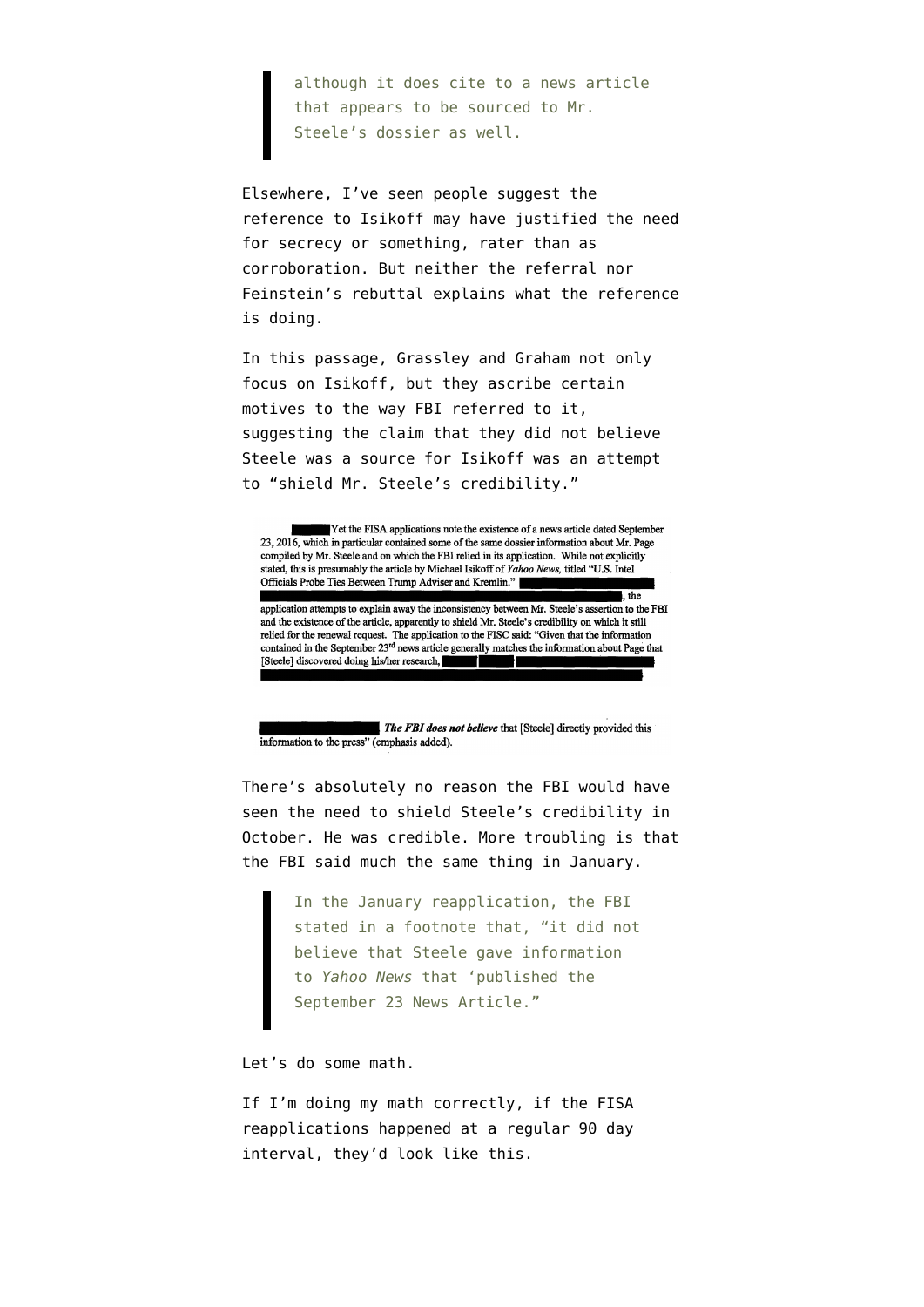> although it does cite to a news article that appears to be sourced to Mr. Steele's dossier as well.

Elsewhere, I've seen people suggest the reference to Isikoff may have justified the need for secrecy or something, rater than as corroboration. But neither the referral nor Feinstein's rebuttal explains what the reference is doing.

In this passage, Grassley and Graham not only focus on Isikoff, but they ascribe certain motives to the way FBI referred to it, suggesting the claim that they did not believe Steele was a source for Isikoff was an attempt to "shield Mr. Steele's credibility."

> ████ Yet the FISA applications note the existence of a news article dated September 23, 2016, which in particular contained some of the same dossier information about Mr. Page compiled by Mr. Steele and on which the FBI relied in its application. While not explicitly stated, this is presumably the article by Michael Isikoff of *Yahoo News*, titled "U.S. Intel Officials Probe Ties Between Trump Adviser and Kremlin." ████████████████████████████████████, the application attempts to explain away the inconsistency between Mr. Steele's assertion to the FBI and the existence of the article, apparently to shield Mr. Steele's credibility on which it still relied for the renewal request. The application to the FISC said: "Given that the information contained in the September 23rd news article generally matches the information about Page that [Steele] discovered doing his/her research, ████████████████████████
>
> ████████████ ***The FBI does not believe*** that [Steele] directly provided this information to the press" (emphasis added).

There's absolutely no reason the FBI would have seen the need to shield Steele's credibility in October. He was credible. More troubling is that the FBI said much the same thing in January.

> In the January reapplication, the FBI stated in a footnote that, "it did not believe that Steele gave information to *Yahoo News* that 'published the September 23 News Article."

Let's do some math.

If I'm doing my math correctly, if the FISA reapplications happened at a regular 90 day interval, they'd look like this.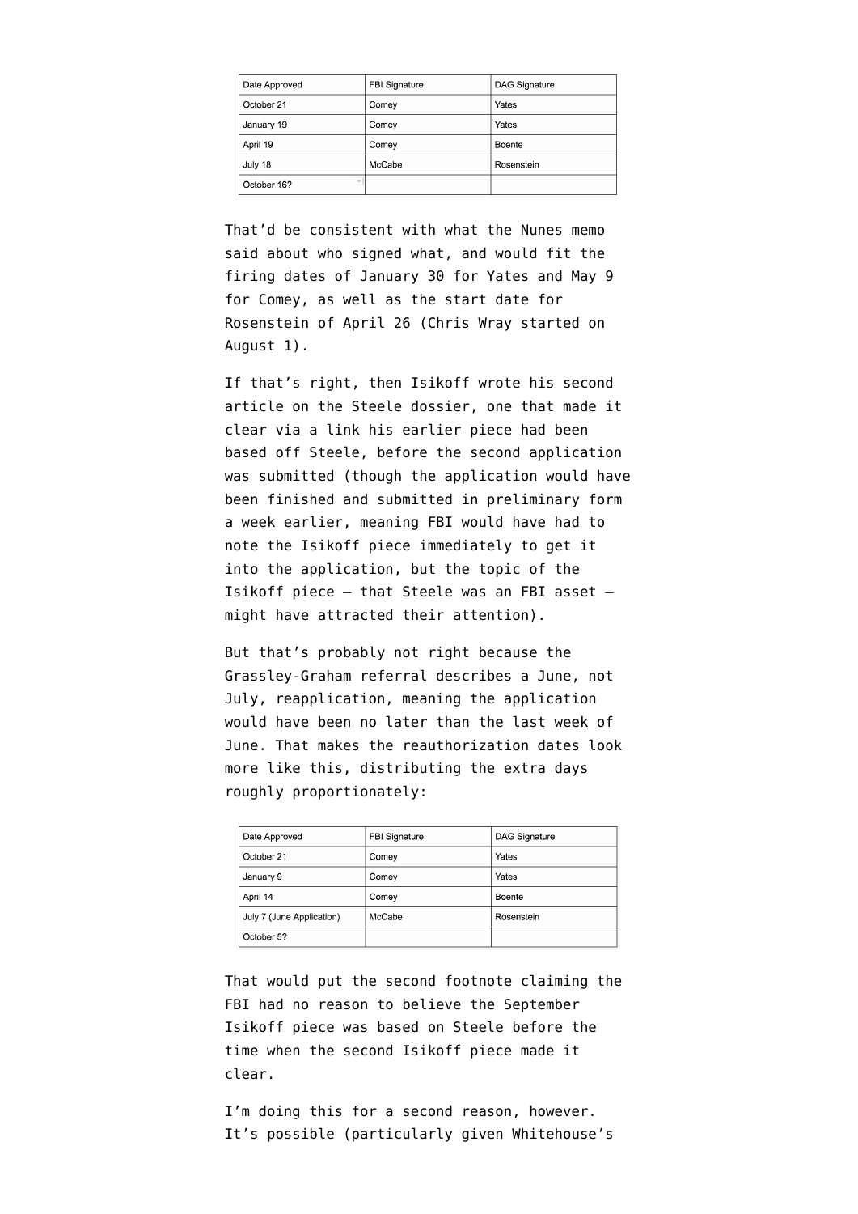| Date Approved | FBI Signature | DAG Signature |
| --- | --- | --- |
| October 21 | Comey | Yates |
| January 19 | Comey | Yates |
| April 19 | Comey | Boente |
| July 18 | McCabe | Rosenstein |
| October 16? | | |

That'd be consistent with what the Nunes memo said about who signed what, and would fit the firing dates of January 30 for Yates and May 9 for Comey, as well as the start date for Rosenstein of April 26 (Chris Wray started on August 1).

If that's right, then Isikoff wrote his second article on the Steele dossier, one that made it clear via a link his earlier piece had been based off Steele, before the second application was submitted (though the application would have been finished and submitted in preliminary form a week earlier, meaning FBI would have had to note the Isikoff piece immediately to get it into the application, but the topic of the Isikoff piece — that Steele was an FBI asset — might have attracted their attention).

But that's probably not right because the Grassley-Graham referral describes a June, not July, reapplication, meaning the application would have been no later than the last week of June. That makes the reauthorization dates look more like this, distributing the extra days roughly proportionately:

| Date Approved | FBI Signature | DAG Signature |
| --- | --- | --- |
| October 21 | Comey | Yates |
| January 9 | Comey | Yates |
| April 14 | Comey | Boente |
| July 7 (June Application) | McCabe | Rosenstein |
| October 5? | | |

That would put the second footnote claiming the FBI had no reason to believe the September Isikoff piece was based on Steele before the time when the second Isikoff piece made it clear.

I'm doing this for a second reason, however. It's possible (particularly given Whitehouse's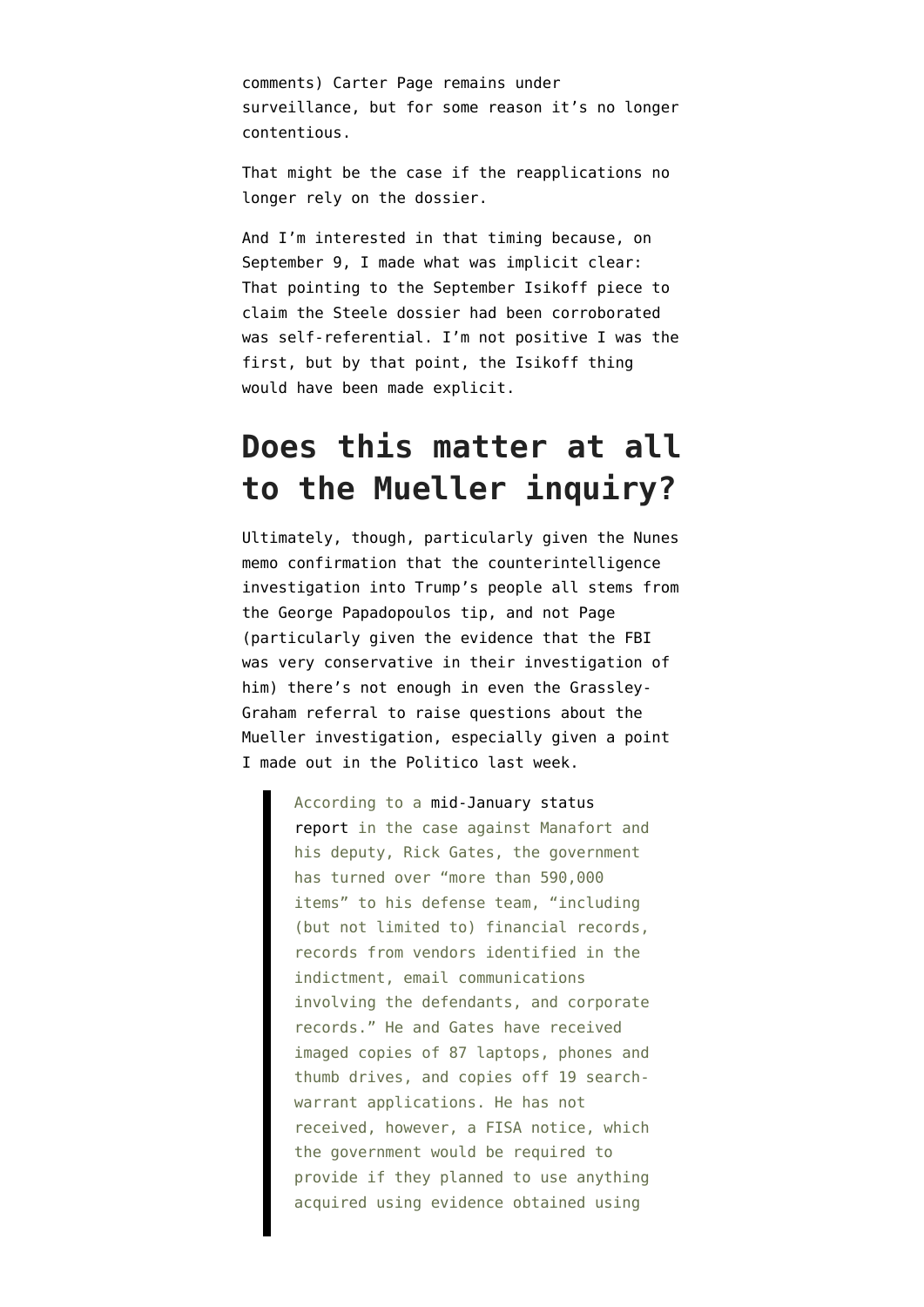comments) Carter Page remains under surveillance, but for some reason it's no longer contentious.

That might be the case if the reapplications no longer rely on the dossier.

And I'm interested in that timing because, on September 9, I made what was implicit clear: That pointing to the September Isikoff piece to claim the Steele dossier had been corroborated was self-referential. I'm not positive I was the first, but by that point, the Isikoff thing would have been made explicit.

## Does this matter at all to the Mueller inquiry?

Ultimately, though, particularly given the Nunes memo confirmation that the counterintelligence investigation into Trump's people all stems from the George Papadopoulos tip, and not Page (particularly given the evidence that the FBI was very conservative in their investigation of him) there's not enough in even the Grassley-Graham referral to raise questions about the Mueller investigation, especially given a point I made out in the Politico last week.

> According to a mid-January status report in the case against Manafort and his deputy, Rick Gates, the government has turned over "more than 590,000 items" to his defense team, "including (but not limited to) financial records, records from vendors identified in the indictment, email communications involving the defendants, and corporate records." He and Gates have received imaged copies of 87 laptops, phones and thumb drives, and copies off 19 search-warrant applications. He has not received, however, a FISA notice, which the government would be required to provide if they planned to use anything acquired using evidence obtained using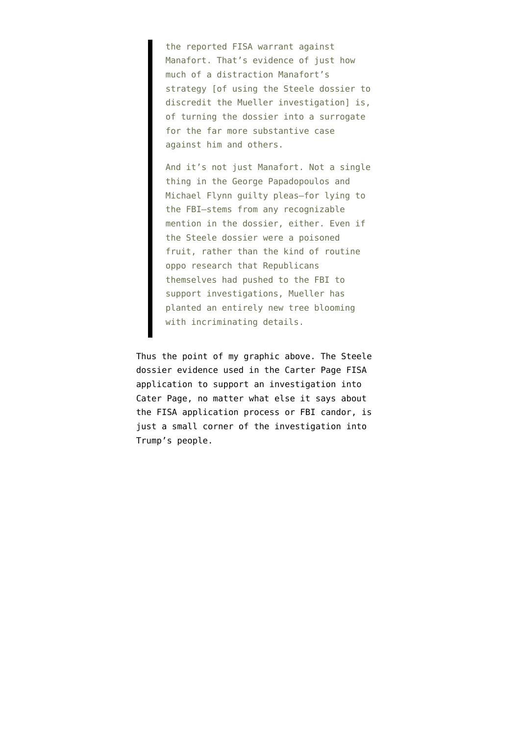> the reported FISA warrant against Manafort. That's evidence of just how much of a distraction Manafort's strategy [of using the Steele dossier to discredit the Mueller investigation] is, of turning the dossier into a surrogate for the far more substantive case against him and others.
>
> And it's not just Manafort. Not a single thing in the George Papadopoulos and Michael Flynn guilty pleas—for lying to the FBI—stems from any recognizable mention in the dossier, either. Even if the Steele dossier were a poisoned fruit, rather than the kind of routine oppo research that Republicans themselves had pushed to the FBI to support investigations, Mueller has planted an entirely new tree blooming with incriminating details.

Thus the point of my graphic above. The Steele dossier evidence used in the Carter Page FISA application to support an investigation into Cater Page, no matter what else it says about the FISA application process or FBI candor, is just a small corner of the investigation into Trump's people.